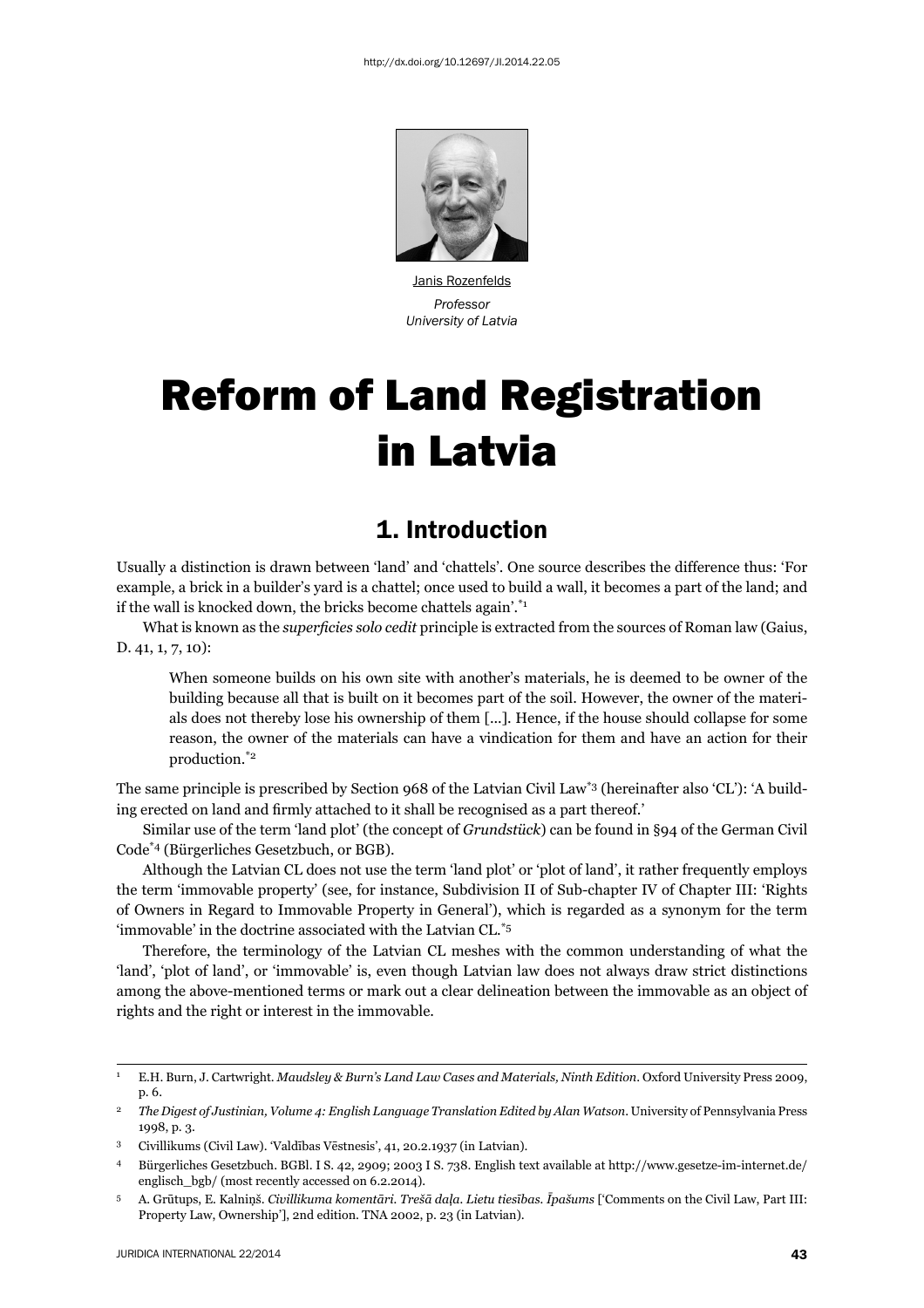http://dx.doi.org/10.12697/JI.2014.22.05

Janis Rozenfelds

*Professor*
*University of Latvia*

# Reform of Land Registration in Latvia

## 1. Introduction

Usually a distinction is drawn between 'land' and 'chattels'. One source describes the difference thus: 'For example, a brick in a builder's yard is a chattel; once used to build a wall, it becomes a part of the land; and if the wall is knocked down, the bricks become chattels again'.[*1]

What is known as the *superficies solo cedit* principle is extracted from the sources of Roman law (Gaius, D. 41, 1, 7, 10):

> When someone builds on his own site with another's materials, he is deemed to be owner of the building because all that is built on it becomes part of the soil. However, the owner of the materials does not thereby lose his ownership of them [...]. Hence, if the house should collapse for some reason, the owner of the materials can have a vindication for them and have an action for their production.[*2]

The same principle is prescribed by Section 968 of the Latvian Civil Law[*3] (hereinafter also 'CL'): 'A building erected on land and firmly attached to it shall be recognised as a part thereof.'

Similar use of the term 'land plot' (the concept of *Grundstück*) can be found in §94 of the German Civil Code[*4] (Bürgerliches Gesetzbuch, or BGB).

Although the Latvian CL does not use the term 'land plot' or 'plot of land', it rather frequently employs the term 'immovable property' (see, for instance, Subdivision II of Sub-chapter IV of Chapter III: 'Rights of Owners in Regard to Immovable Property in General'), which is regarded as a synonym for the term 'immovable' in the doctrine associated with the Latvian CL.[*5]

Therefore, the terminology of the Latvian CL meshes with the common understanding of what the 'land', 'plot of land', or 'immovable' is, even though Latvian law does not always draw strict distinctions among the above-mentioned terms or mark out a clear delineation between the immovable as an object of rights and the right or interest in the immovable.

---

1 E.H. Burn, J. Cartwright. *Maudsley & Burn's Land Law Cases and Materials, Ninth Edition*. Oxford University Press 2009, p. 6.

2 *The Digest of Justinian, Volume 4: English Language Translation Edited by Alan Watson*. University of Pennsylvania Press 1998, p. 3.

3 Civillikums (Civil Law). 'Valdības Vēstnesis', 41, 20.2.1937 (in Latvian).

4 Bürgerliches Gesetzbuch. BGBl. I S. 42, 2909; 2003 I S. 738. English text available at http://www.gesetze-im-internet.de/englisch_bgb/ (most recently accessed on 6.2.2014).

5 A. Grūtups, E. Kalniņš. *Civillikuma komentāri. Trešā daļa. Lietu tiesības. Īpašums* ['Comments on the Civil Law, Part III: Property Law, Ownership'], 2nd edition. TNA 2002, p. 23 (in Latvian).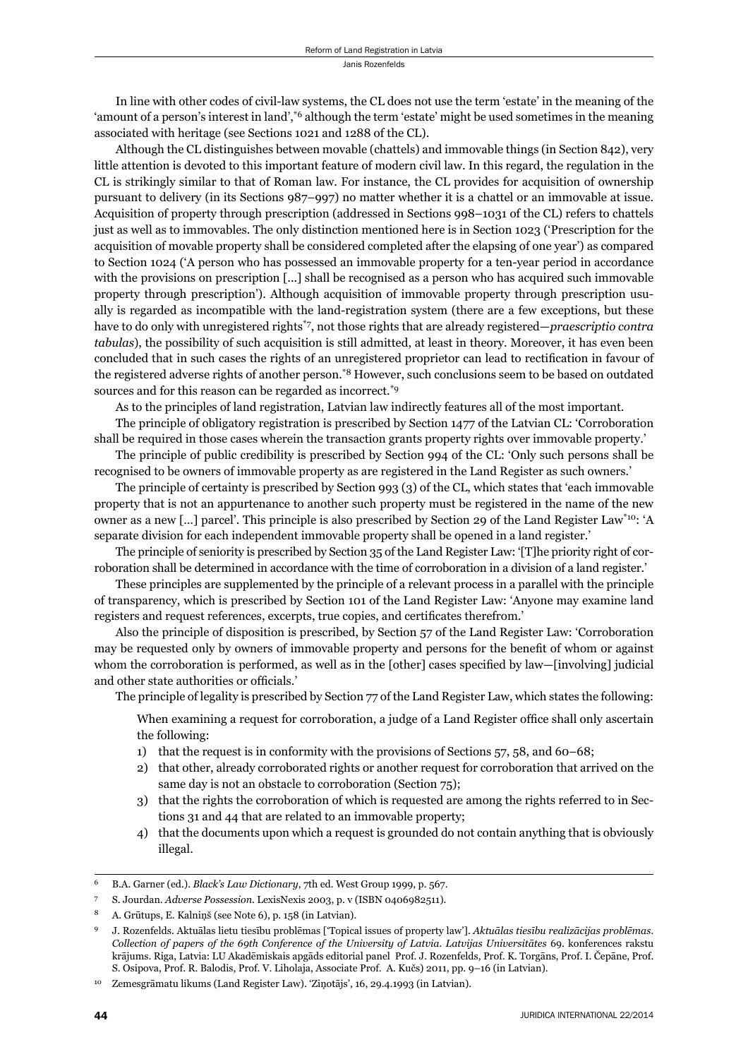In line with other codes of civil-law systems, the CL does not use the term 'estate' in the meaning of the 'amount of a person's interest in land',[*6] although the term 'estate' might be used sometimes in the meaning associated with heritage (see Sections 1021 and 1288 of the CL).

Although the CL distinguishes between movable (chattels) and immovable things (in Section 842), very little attention is devoted to this important feature of modern civil law. In this regard, the regulation in the CL is strikingly similar to that of Roman law. For instance, the CL provides for acquisition of ownership pursuant to delivery (in its Sections 987–997) no matter whether it is a chattel or an immovable at issue. Acquisition of property through prescription (addressed in Sections 998–1031 of the CL) refers to chattels just as well as to immovables. The only distinction mentioned here is in Section 1023 ('Prescription for the acquisition of movable property shall be considered completed after the elapsing of one year') as compared to Section 1024 ('A person who has possessed an immovable property for a ten-year period in accordance with the provisions on prescription […] shall be recognised as a person who has acquired such immovable property through prescription'). Although acquisition of immovable property through prescription usually is regarded as incompatible with the land-registration system (there are a few exceptions, but these have to do only with unregistered rights[*7], not those rights that are already registered—*praescriptio contra tabulas*), the possibility of such acquisition is still admitted, at least in theory. Moreover, it has even been concluded that in such cases the rights of an unregistered proprietor can lead to rectification in favour of the registered adverse rights of another person.[*8] However, such conclusions seem to be based on outdated sources and for this reason can be regarded as incorrect.[*9]

As to the principles of land registration, Latvian law indirectly features all of the most important.

The principle of obligatory registration is prescribed by Section 1477 of the Latvian CL: 'Corroboration shall be required in those cases wherein the transaction grants property rights over immovable property.'

The principle of public credibility is prescribed by Section 994 of the CL: 'Only such persons shall be recognised to be owners of immovable property as are registered in the Land Register as such owners.'

The principle of certainty is prescribed by Section 993 (3) of the CL, which states that 'each immovable property that is not an appurtenance to another such property must be registered in the name of the new owner as a new […] parcel'. This principle is also prescribed by Section 29 of the Land Register Law[*10]: 'A separate division for each independent immovable property shall be opened in a land register.'

The principle of seniority is prescribed by Section 35 of the Land Register Law: '[T]he priority right of corroboration shall be determined in accordance with the time of corroboration in a division of a land register.'

These principles are supplemented by the principle of a relevant process in a parallel with the principle of transparency, which is prescribed by Section 101 of the Land Register Law: 'Anyone may examine land registers and request references, excerpts, true copies, and certificates therefrom.'

Also the principle of disposition is prescribed, by Section 57 of the Land Register Law: 'Corroboration may be requested only by owners of immovable property and persons for the benefit of whom or against whom the corroboration is performed, as well as in the [other] cases specified by law—[involving] judicial and other state authorities or officials.'

The principle of legality is prescribed by Section 77 of the Land Register Law, which states the following:

> When examining a request for corroboration, a judge of a Land Register office shall only ascertain the following:
>
> 1) that the request is in conformity with the provisions of Sections 57, 58, and 60–68;
> 2) that other, already corroborated rights or another request for corroboration that arrived on the same day is not an obstacle to corroboration (Section 75);
> 3) that the rights the corroboration of which is requested are among the rights referred to in Sections 31 and 44 that are related to an immovable property;
> 4) that the documents upon which a request is grounded do not contain anything that is obviously illegal.

---

[6] B.A. Garner (ed.). *Black's Law Dictionary*, 7th ed. West Group 1999, p. 567.

[7] S. Jourdan. *Adverse Possession*. LexisNexis 2003, p. v (ISBN 0406982511).

[8] A. Grūtups, E. Kalniņš (see Note 6), p. 158 (in Latvian).

[9] J. Rozenfelds. Aktuālas lietu tiesību problēmas ['Topical issues of property law']. *Aktuālas tiesību realizācijas problēmas. Collection of papers of the 69th Conference of the University of Latvia*. *Latvijas Universitātes* 69. konferences rakstu krājums. Riga, Latvia: LU Akadēmiskais apgāds editorial panel Prof. J. Rozenfelds, Prof. K. Torgāns, Prof. I. Čepāne, Prof. S. Osipova, Prof. R. Balodis, Prof. V. Liholaja, Associate Prof. A. Kučs) 2011, pp. 9–16 (in Latvian).

[10] Zemesgrāmatu likums (Land Register Law). 'Ziņotājs', 16, 29.4.1993 (in Latvian).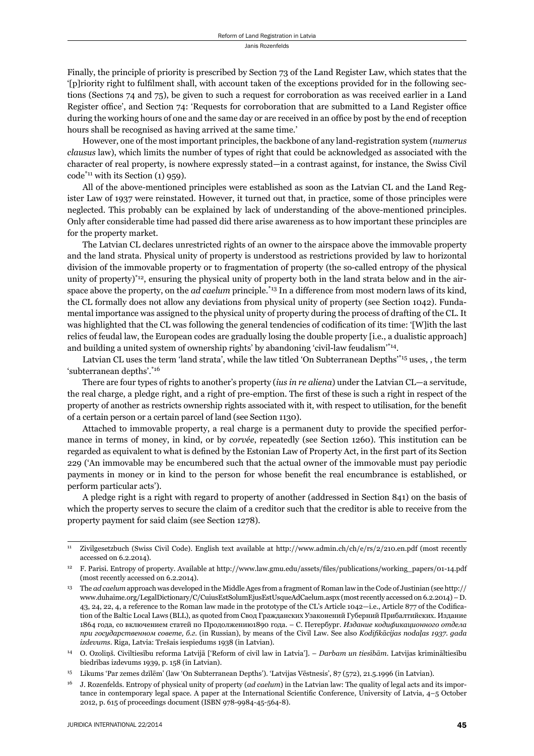Finally, the principle of priority is prescribed by Section 73 of the Land Register Law, which states that the '[p]riority right to fulfilment shall, with account taken of the exceptions provided for in the following sections (Sections 74 and 75), be given to such a request for corroboration as was received earlier in a Land Register office', and Section 74: 'Requests for corroboration that are submitted to a Land Register office during the working hours of one and the same day or are received in an office by post by the end of reception hours shall be recognised as having arrived at the same time.'

However, one of the most important principles, the backbone of any land-registration system (*numerus clausus* law), which limits the number of types of right that could be acknowledged as associated with the character of real property, is nowhere expressly stated—in a contrast against, for instance, the Swiss Civil code[*11] with its Section (1) 959).

All of the above-mentioned principles were established as soon as the Latvian CL and the Land Register Law of 1937 were reinstated. However, it turned out that, in practice, some of those principles were neglected. This probably can be explained by lack of understanding of the above-mentioned principles. Only after considerable time had passed did there arise awareness as to how important these principles are for the property market.

The Latvian CL declares unrestricted rights of an owner to the airspace above the immovable property and the land strata. Physical unity of property is understood as restrictions provided by law to horizontal division of the immovable property or to fragmentation of property (the so-called entropy of the physical unity of property)[*12], ensuring the physical unity of property both in the land strata below and in the airspace above the property, on the *ad caelum* principle.[*13] In a difference from most modern laws of its kind, the CL formally does not allow any deviations from physical unity of property (see Section 1042). Fundamental importance was assigned to the physical unity of property during the process of drafting of the CL. It was highlighted that the CL was following the general tendencies of codification of its time: '[W]ith the last relics of feudal law, the European codes are gradually losing the double property [i.e., a dualistic approach] and building a united system of ownership rights' by abandoning 'civil-law feudalism'[*14].

Latvian CL uses the term 'land strata', while the law titled 'On Subterranean Depths'[*15] uses, , the term 'subterranean depths'.[*16]

There are four types of rights to another's property (*ius in re aliena*) under the Latvian CL—a servitude, the real charge, a pledge right, and a right of pre-emption. The first of these is such a right in respect of the property of another as restricts ownership rights associated with it, with respect to utilisation, for the benefit of a certain person or a certain parcel of land (see Section 1130).

Attached to immovable property, a real charge is a permanent duty to provide the specified performance in terms of money, in kind, or by *corvée*, repeatedly (see Section 1260). This institution can be regarded as equivalent to what is defined by the Estonian Law of Property Act, in the first part of its Section 229 ('An immovable may be encumbered such that the actual owner of the immovable must pay periodic payments in money or in kind to the person for whose benefit the real encumbrance is established, or perform particular acts').

A pledge right is a right with regard to property of another (addressed in Section 841) on the basis of which the property serves to secure the claim of a creditor such that the creditor is able to receive from the property payment for said claim (see Section 1278).

---

[11] Zivilgesetzbuch (Swiss Civil Code). English text available at http://www.admin.ch/ch/e/rs/2/210.en.pdf (most recently accessed on 6.2.2014).

[12] F. Parisi. Entropy of property. Available at http://www.law.gmu.edu/assets/files/publications/working_papers/01-14.pdf (most recently accessed on 6.2.2014).

[13] The *ad caelum* approach was developed in the Middle Ages from a fragment of Roman law in the Code of Justinian (see http://www.duhaime.org/LegalDictionary/C/CuiusEstSolumEjusEstUsqueAdCaelum.aspx (most recently accessed on 6.2.2014) – D. 43, 24, 22, 4, a reference to the Roman law made in the prototype of the CL's Article 1042—i.e., Article 877 of the Codification of the Baltic Local Laws (BLL), as quoted from Свод Гражданских Узаконений Губерний Прибалтийских. Издание 1864 года, со включением статей по Продолжению1890 года. – С. Петербург. *Издание кодификационного отдела при государственном совете, б.г.* (in Russian), by means of the Civil Law. See also *Kodifikācijas nodaļas 1937. gada izdevums*. Riga, Latvia: Trešais iespiedums 1938 (in Latvian).

[14] O. Ozoliņš. Civiltiesību reforma Latvijā ['Reform of civil law in Latvia']. – *Darbam un tiesībām*. Latvijas krimināltiesību biedrības izdevums 1939, p. 158 (in Latvian).

[15] Likums 'Par zemes dzīlēm' (law 'On Subterranean Depths'). 'Latvijas Vēstnesis', 87 (572), 21.5.1996 (in Latvian).

[16] J. Rozenfelds. Entropy of physical unity of property (*ad caelum*) in the Latvian law: The quality of legal acts and its importance in contemporary legal space. A paper at the International Scientific Conference, University of Latvia, 4–5 October 2012, p. 615 of proceedings document (ISBN 978-9984-45-564-8).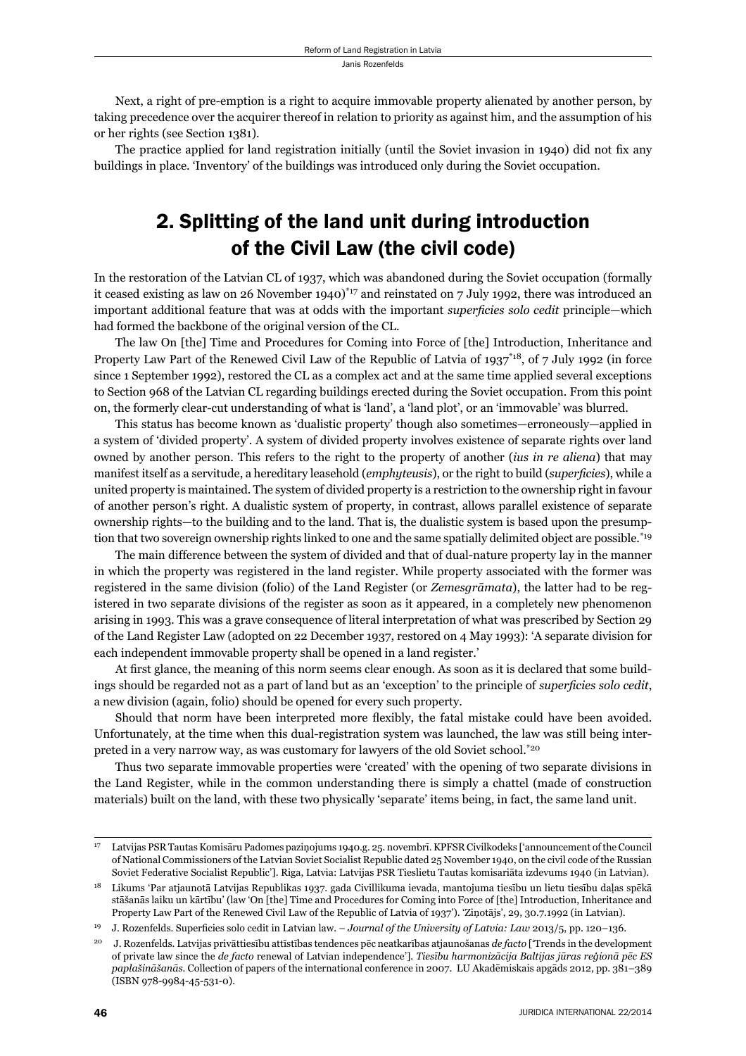Next, a right of pre-emption is a right to acquire immovable property alienated by another person, by taking precedence over the acquirer thereof in relation to priority as against him, and the assumption of his or her rights (see Section 1381).

The practice applied for land registration initially (until the Soviet invasion in 1940) did not fix any buildings in place. 'Inventory' of the buildings was introduced only during the Soviet occupation.

## 2. Splitting of the land unit during introduction of the Civil Law (the civil code)

In the restoration of the Latvian CL of 1937, which was abandoned during the Soviet occupation (formally it ceased existing as law on 26 November 1940)[*17] and reinstated on 7 July 1992, there was introduced an important additional feature that was at odds with the important *superficies solo cedit* principle—which had formed the backbone of the original version of the CL.

The law On [the] Time and Procedures for Coming into Force of [the] Introduction, Inheritance and Property Law Part of the Renewed Civil Law of the Republic of Latvia of 1937[*18], of 7 July 1992 (in force since 1 September 1992), restored the CL as a complex act and at the same time applied several exceptions to Section 968 of the Latvian CL regarding buildings erected during the Soviet occupation. From this point on, the formerly clear-cut understanding of what is 'land', a 'land plot', or an 'immovable' was blurred.

This status has become known as 'dualistic property' though also sometimes—erroneously—applied in a system of 'divided property'. A system of divided property involves existence of separate rights over land owned by another person. This refers to the right to the property of another (*ius in re aliena*) that may manifest itself as a servitude, a hereditary leasehold (*emphyteusis*), or the right to build (*superficies*), while a united property is maintained. The system of divided property is a restriction to the ownership right in favour of another person's right. A dualistic system of property, in contrast, allows parallel existence of separate ownership rights—to the building and to the land. That is, the dualistic system is based upon the presumption that two sovereign ownership rights linked to one and the same spatially delimited object are possible.[*19]

The main difference between the system of divided and that of dual-nature property lay in the manner in which the property was registered in the land register. While property associated with the former was registered in the same division (folio) of the Land Register (or *Zemesgrāmata*), the latter had to be registered in two separate divisions of the register as soon as it appeared, in a completely new phenomenon arising in 1993. This was a grave consequence of literal interpretation of what was prescribed by Section 29 of the Land Register Law (adopted on 22 December 1937, restored on 4 May 1993): 'A separate division for each independent immovable property shall be opened in a land register.'

At first glance, the meaning of this norm seems clear enough. As soon as it is declared that some buildings should be regarded not as a part of land but as an 'exception' to the principle of *superficies solo cedit*, a new division (again, folio) should be opened for every such property.

Should that norm have been interpreted more flexibly, the fatal mistake could have been avoided. Unfortunately, at the time when this dual-registration system was launched, the law was still being interpreted in a very narrow way, as was customary for lawyers of the old Soviet school.[*20]

Thus two separate immovable properties were 'created' with the opening of two separate divisions in the Land Register, while in the common understanding there is simply a chattel (made of construction materials) built on the land, with these two physically 'separate' items being, in fact, the same land unit.

---

[17] Latvijas PSR Tautas Komisāru Padomes paziņojums 1940.g. 25. novembrī. KPFSR Civilkodeks ['announcement of the Council of National Commissioners of the Latvian Soviet Socialist Republic dated 25 November 1940, on the civil code of the Russian Soviet Federative Socialist Republic']. Riga, Latvia: Latvijas PSR Tieslietu Tautas komisariāta izdevums 1940 (in Latvian).

[18] Likums 'Par atjaunotā Latvijas Republikas 1937. gada Civillikuma ievada, mantojuma tiesību un lietu tiesību daļas spēkā stāšanās laiku un kārtību' (law 'On [the] Time and Procedures for Coming into Force of [the] Introduction, Inheritance and Property Law Part of the Renewed Civil Law of the Republic of Latvia of 1937'). 'Ziņotājs', 29, 30.7.1992 (in Latvian).

[19] J. Rozenfelds. Superficies solo cedit in Latvian law. – *Journal of the University of Latvia: Law* 2013/5, pp. 120–136.

[20] J. Rozenfelds. Latvijas privāttiesību attīstības tendences pēc neatkarības atjaunošanas *de facto* ['Trends in the development of private law since the *de facto* renewal of Latvian independence']. *Tiesību harmonizācija Baltijas jūras reģionā pēc ES paplašināšanās*. Collection of papers of the international conference in 2007. LU Akadēmiskais apgāds 2012, pp. 381–389 (ISBN 978-9984-45-531-0).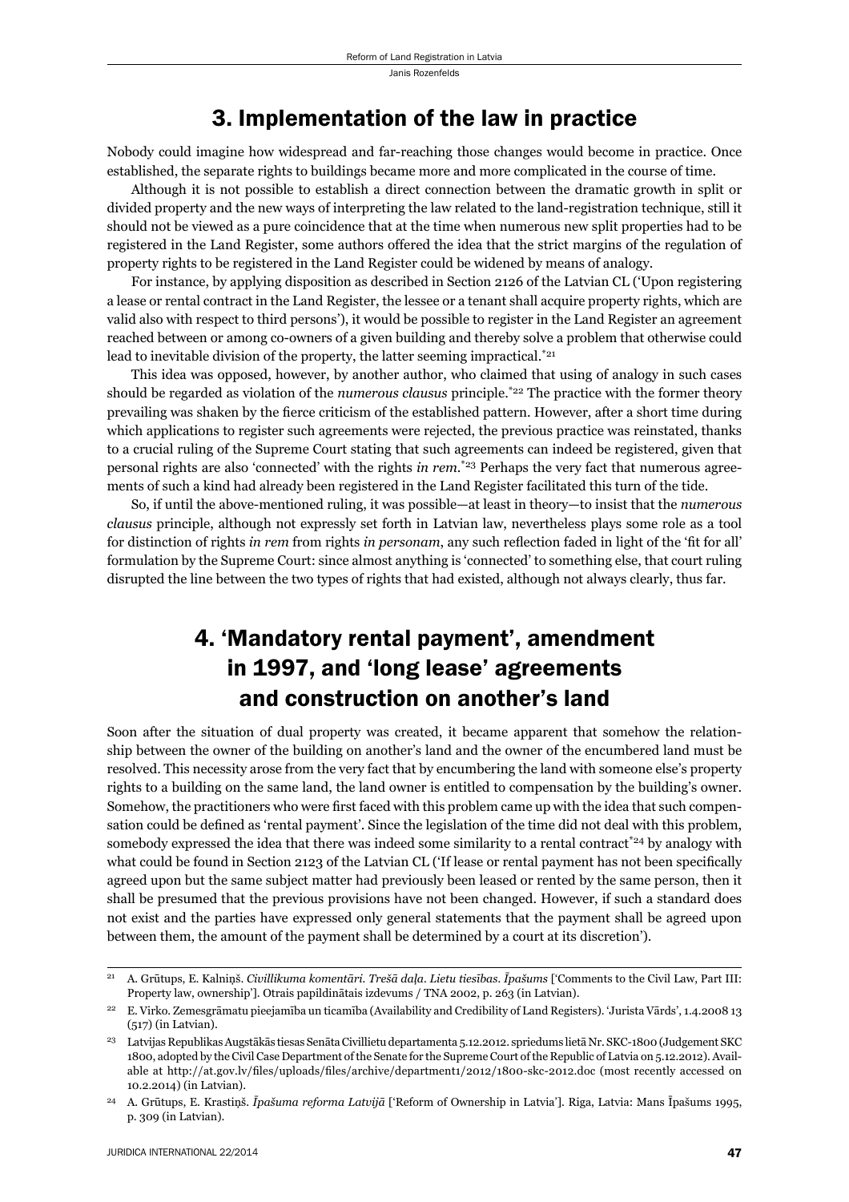## 3. Implementation of the law in practice

Nobody could imagine how widespread and far-reaching those changes would become in practice. Once established, the separate rights to buildings became more and more complicated in the course of time.

Although it is not possible to establish a direct connection between the dramatic growth in split or divided property and the new ways of interpreting the law related to the land-registration technique, still it should not be viewed as a pure coincidence that at the time when numerous new split properties had to be registered in the Land Register, some authors offered the idea that the strict margins of the regulation of property rights to be registered in the Land Register could be widened by means of analogy.

For instance, by applying disposition as described in Section 2126 of the Latvian CL ('Upon registering a lease or rental contract in the Land Register, the lessee or a tenant shall acquire property rights, which are valid also with respect to third persons'), it would be possible to register in the Land Register an agreement reached between or among co-owners of a given building and thereby solve a problem that otherwise could lead to inevitable division of the property, the latter seeming impractical.[*21]

This idea was opposed, however, by another author, who claimed that using of analogy in such cases should be regarded as violation of the *numerous clausus* principle.[*22] The practice with the former theory prevailing was shaken by the fierce criticism of the established pattern. However, after a short time during which applications to register such agreements were rejected, the previous practice was reinstated, thanks to a crucial ruling of the Supreme Court stating that such agreements can indeed be registered, given that personal rights are also 'connected' with the rights *in rem*.[*23] Perhaps the very fact that numerous agreements of such a kind had already been registered in the Land Register facilitated this turn of the tide.

So, if until the above-mentioned ruling, it was possible—at least in theory—to insist that the *numerous clausus* principle, although not expressly set forth in Latvian law, nevertheless plays some role as a tool for distinction of rights *in rem* from rights *in personam*, any such reflection faded in light of the 'fit for all' formulation by the Supreme Court: since almost anything is 'connected' to something else, that court ruling disrupted the line between the two types of rights that had existed, although not always clearly, thus far.

## 4. 'Mandatory rental payment', amendment in 1997, and 'long lease' agreements and construction on another's land

Soon after the situation of dual property was created, it became apparent that somehow the relationship between the owner of the building on another's land and the owner of the encumbered land must be resolved. This necessity arose from the very fact that by encumbering the land with someone else's property rights to a building on the same land, the land owner is entitled to compensation by the building's owner. Somehow, the practitioners who were first faced with this problem came up with the idea that such compensation could be defined as 'rental payment'. Since the legislation of the time did not deal with this problem, somebody expressed the idea that there was indeed some similarity to a rental contract[*24] by analogy with what could be found in Section 2123 of the Latvian CL ('If lease or rental payment has not been specifically agreed upon but the same subject matter had previously been leased or rented by the same person, then it shall be presumed that the previous provisions have not been changed. However, if such a standard does not exist and the parties have expressed only general statements that the payment shall be agreed upon between them, the amount of the payment shall be determined by a court at its discretion').

---

[21] A. Grūtups, E. Kalniņš. *Civillikuma komentāri. Trešā daļa. Lietu tiesības. Īpašums* ['Comments to the Civil Law, Part III: Property law, ownership']. Otrais papildinātais izdevums / TNA 2002, p. 263 (in Latvian).

[22] E. Virko. Zemesgrāmatu pieejamība un ticamība (Availability and Credibility of Land Registers). 'Jurista Vārds', 1.4.2008 13 (517) (in Latvian).

[23] Latvijas Republikas Augstākās tiesas Senāta Civillietu departamenta 5.12.2012. spriedums lietā Nr. SKC-1800 (Judgement SKC 1800, adopted by the Civil Case Department of the Senate for the Supreme Court of the Republic of Latvia on 5.12.2012). Available at http://at.gov.lv/files/uploads/files/archive/department1/2012/1800-skc-2012.doc (most recently accessed on 10.2.2014) (in Latvian).

[24] A. Grūtups, E. Krastiņš. *Īpašuma reforma Latvijā* ['Reform of Ownership in Latvia']. Riga, Latvia: Mans Īpašums 1995, p. 309 (in Latvian).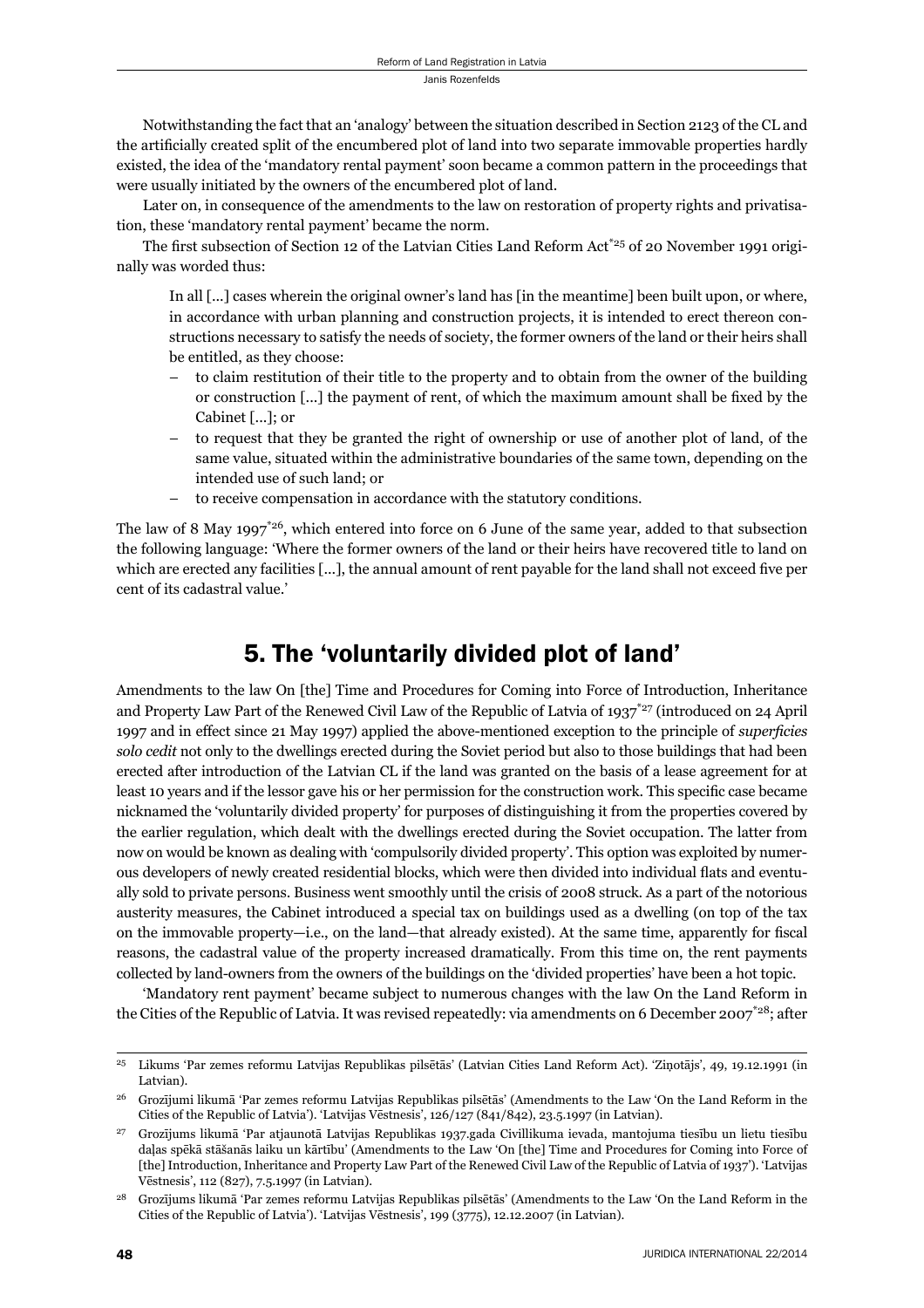Notwithstanding the fact that an 'analogy' between the situation described in Section 2123 of the CL and the artificially created split of the encumbered plot of land into two separate immovable properties hardly existed, the idea of the 'mandatory rental payment' soon became a common pattern in the proceedings that were usually initiated by the owners of the encumbered plot of land.

Later on, in consequence of the amendments to the law on restoration of property rights and privatisation, these 'mandatory rental payment' became the norm.

The first subsection of Section 12 of the Latvian Cities Land Reform Act[*25] of 20 November 1991 originally was worded thus:

> In all […] cases wherein the original owner's land has [in the meantime] been built upon, or where, in accordance with urban planning and construction projects, it is intended to erect thereon constructions necessary to satisfy the needs of society, the former owners of the land or their heirs shall be entitled, as they choose:
>
> – to claim restitution of their title to the property and to obtain from the owner of the building or construction […] the payment of rent, of which the maximum amount shall be fixed by the Cabinet […]; or
> – to request that they be granted the right of ownership or use of another plot of land, of the same value, situated within the administrative boundaries of the same town, depending on the intended use of such land; or
> – to receive compensation in accordance with the statutory conditions.

The law of 8 May 1997[*26], which entered into force on 6 June of the same year, added to that subsection the following language: 'Where the former owners of the land or their heirs have recovered title to land on which are erected any facilities […], the annual amount of rent payable for the land shall not exceed five per cent of its cadastral value.'

## 5. The 'voluntarily divided plot of land'

Amendments to the law On [the] Time and Procedures for Coming into Force of Introduction, Inheritance and Property Law Part of the Renewed Civil Law of the Republic of Latvia of 1937[*27] (introduced on 24 April 1997 and in effect since 21 May 1997) applied the above-mentioned exception to the principle of *superficies solo cedit* not only to the dwellings erected during the Soviet period but also to those buildings that had been erected after introduction of the Latvian CL if the land was granted on the basis of a lease agreement for at least 10 years and if the lessor gave his or her permission for the construction work. This specific case became nicknamed the 'voluntarily divided property' for purposes of distinguishing it from the properties covered by the earlier regulation, which dealt with the dwellings erected during the Soviet occupation. The latter from now on would be known as dealing with 'compulsorily divided property'. This option was exploited by numerous developers of newly created residential blocks, which were then divided into individual flats and eventually sold to private persons. Business went smoothly until the crisis of 2008 struck. As a part of the notorious austerity measures, the Cabinet introduced a special tax on buildings used as a dwelling (on top of the tax on the immovable property—i.e., on the land—that already existed). At the same time, apparently for fiscal reasons, the cadastral value of the property increased dramatically. From this time on, the rent payments collected by land-owners from the owners of the buildings on the 'divided properties' have been a hot topic.

'Mandatory rent payment' became subject to numerous changes with the law On the Land Reform in the Cities of the Republic of Latvia. It was revised repeatedly: via amendments on 6 December 2007[*28]; after

---

[25] Likums 'Par zemes reformu Latvijas Republikas pilsētās' (Latvian Cities Land Reform Act). 'Ziņotājs', 49, 19.12.1991 (in Latvian).

[26] Grozījumi likumā 'Par zemes reformu Latvijas Republikas pilsētās' (Amendments to the Law 'On the Land Reform in the Cities of the Republic of Latvia'). 'Latvijas Vēstnesis', 126/127 (841/842), 23.5.1997 (in Latvian).

[27] Grozījums likumā 'Par atjaunotā Latvijas Republikas 1937.gada Civillikuma ievada, mantojuma tiesību un lietu tiesību daļas spēkā stāšanās laiku un kārtību' (Amendments to the Law 'On [the] Time and Procedures for Coming into Force of [the] Introduction, Inheritance and Property Law Part of the Renewed Civil Law of the Republic of Latvia of 1937'). 'Latvijas Vēstnesis', 112 (827), 7.5.1997 (in Latvian).

[28] Grozījums likumā 'Par zemes reformu Latvijas Republikas pilsētās' (Amendments to the Law 'On the Land Reform in the Cities of the Republic of Latvia'). 'Latvijas Vēstnesis', 199 (3775), 12.12.2007 (in Latvian).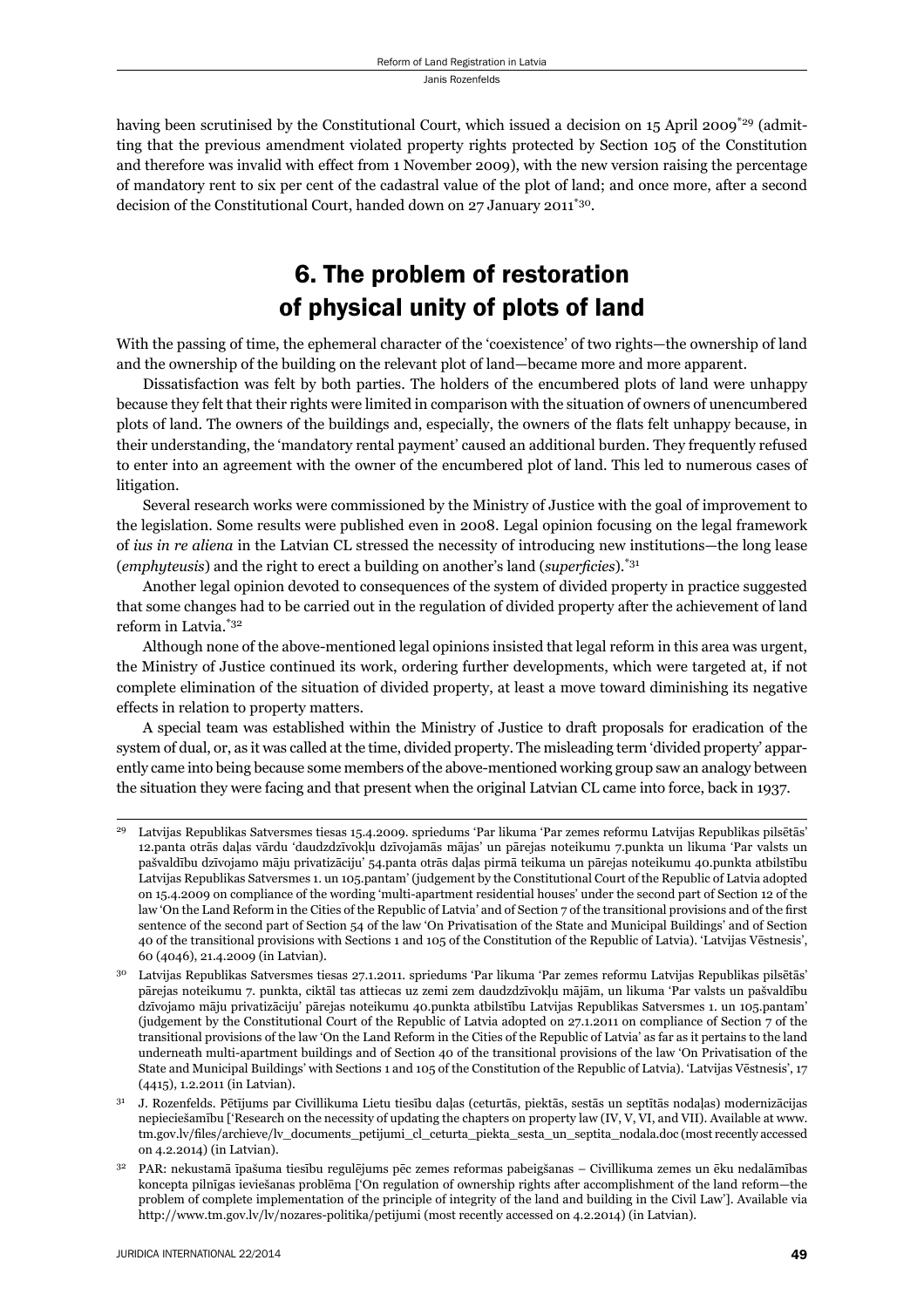having been scrutinised by the Constitutional Court, which issued a decision on 15 April 2009[*29] (admitting that the previous amendment violated property rights protected by Section 105 of the Constitution and therefore was invalid with effect from 1 November 2009), with the new version raising the percentage of mandatory rent to six per cent of the cadastral value of the plot of land; and once more, after a second decision of the Constitutional Court, handed down on 27 January 2011[*30].

## 6. The problem of restoration of physical unity of plots of land

With the passing of time, the ephemeral character of the 'coexistence' of two rights—the ownership of land and the ownership of the building on the relevant plot of land—became more and more apparent.

Dissatisfaction was felt by both parties. The holders of the encumbered plots of land were unhappy because they felt that their rights were limited in comparison with the situation of owners of unencumbered plots of land. The owners of the buildings and, especially, the owners of the flats felt unhappy because, in their understanding, the 'mandatory rental payment' caused an additional burden. They frequently refused to enter into an agreement with the owner of the encumbered plot of land. This led to numerous cases of litigation.

Several research works were commissioned by the Ministry of Justice with the goal of improvement to the legislation. Some results were published even in 2008. Legal opinion focusing on the legal framework of *ius in re aliena* in the Latvian CL stressed the necessity of introducing new institutions—the long lease (*emphyteusis*) and the right to erect a building on another's land (*superficies*).[*31]

Another legal opinion devoted to consequences of the system of divided property in practice suggested that some changes had to be carried out in the regulation of divided property after the achievement of land reform in Latvia.[*32]

Although none of the above-mentioned legal opinions insisted that legal reform in this area was urgent, the Ministry of Justice continued its work, ordering further developments, which were targeted at, if not complete elimination of the situation of divided property, at least a move toward diminishing its negative effects in relation to property matters.

A special team was established within the Ministry of Justice to draft proposals for eradication of the system of dual, or, as it was called at the time, divided property. The misleading term 'divided property' apparently came into being because some members of the above-mentioned working group saw an analogy between the situation they were facing and that present when the original Latvian CL came into force, back in 1937.

---

[29] Latvijas Republikas Satversmes tiesas 15.4.2009. spriedums 'Par likuma 'Par zemes reformu Latvijas Republikas pilsētās' 12.panta otrās daļas vārdu 'daudzdzīvokļu dzīvojamās mājas' un pārejas noteikumu 7.punkta un likuma 'Par valsts un pašvaldību dzīvojamo māju privatizāciju' 54.panta otrās daļas pirmā teikuma un pārejas noteikumu 40.punkta atbilstību Latvijas Republikas Satversmes 1. un 105.pantam' (judgement by the Constitutional Court of the Republic of Latvia adopted on 15.4.2009 on compliance of the wording 'multi-apartment residential houses' under the second part of Section 12 of the law 'On the Land Reform in the Cities of the Republic of Latvia' and of Section 7 of the transitional provisions and of the first sentence of the second part of Section 54 of the law 'On Privatisation of the State and Municipal Buildings' and of Section 40 of the transitional provisions with Sections 1 and 105 of the Constitution of the Republic of Latvia). 'Latvijas Vēstnesis', 60 (4046), 21.4.2009 (in Latvian).

[30] Latvijas Republikas Satversmes tiesas 27.1.2011. spriedums 'Par likuma 'Par zemes reformu Latvijas Republikas pilsētās' pārejas noteikumu 7. punkta, ciktāl tas attiecas uz zemi zem daudzdzīvokļu mājām, un likuma 'Par valsts un pašvaldību dzīvojamo māju privatizāciju' pārejas noteikumu 40.punkta atbilstību Latvijas Republikas Satversmes 1. un 105.pantam' (judgement by the Constitutional Court of the Republic of Latvia adopted on 27.1.2011 on compliance of Section 7 of the transitional provisions of the law 'On the Land Reform in the Cities of the Republic of Latvia' as far as it pertains to the land underneath multi-apartment buildings and of Section 40 of the transitional provisions of the law 'On Privatisation of the State and Municipal Buildings' with Sections 1 and 105 of the Constitution of the Republic of Latvia). 'Latvijas Vēstnesis', 17 (4415), 1.2.2011 (in Latvian).

[31] J. Rozenfelds. Pētījums par Civillikuma Lietu tiesību daļas (ceturtās, piektās, sestās un septītās nodaļas) modernizācijas nepieciešamību ['Research on the necessity of updating the chapters on property law (IV, V, VI, and VII). Available at www.tm.gov.lv/files/archieve/lv_documents_petijumi_cl_ceturta_piekta_sesta_un_septita_nodala.doc (most recently accessed on 4.2.2014) (in Latvian).

[32] PAR: nekustamā īpašuma tiesību regulējums pēc zemes reformas pabeigšanas – Civillikuma zemes un ēku nedalāmības koncepta pilnīgas ieviešanas problēma ['On regulation of ownership rights after accomplishment of the land reform—the problem of complete implementation of the principle of integrity of the land and building in the Civil Law']. Available via http://www.tm.gov.lv/lv/nozares-politika/petijumi (most recently accessed on 4.2.2014) (in Latvian).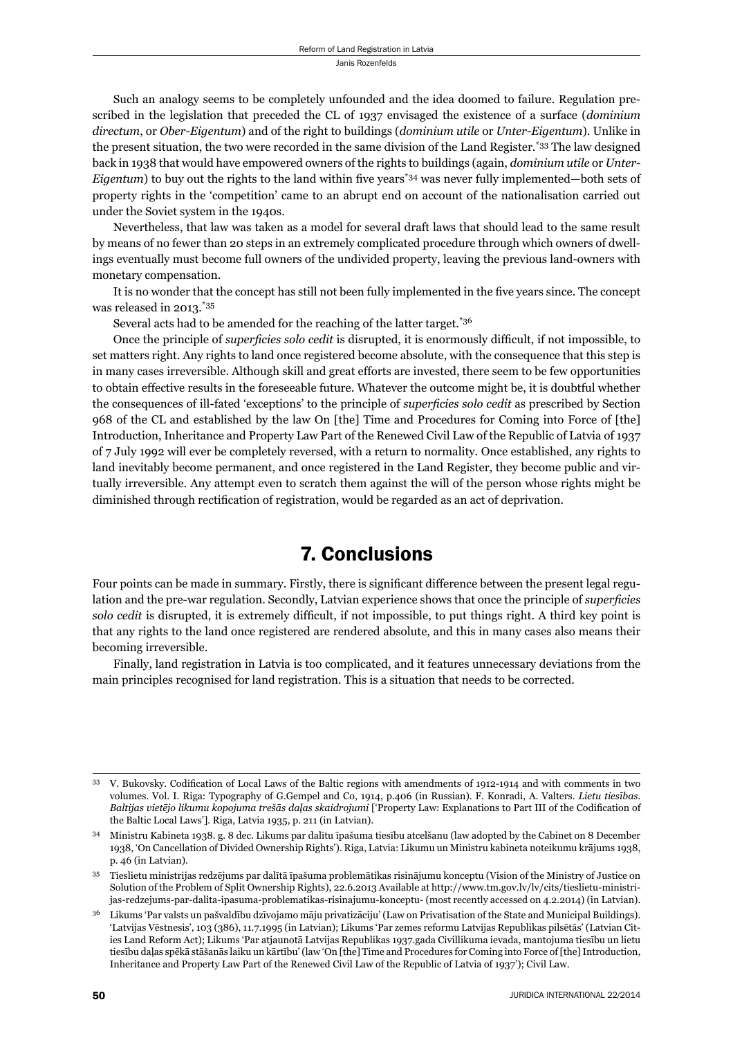Such an analogy seems to be completely unfounded and the idea doomed to failure. Regulation prescribed in the legislation that preceded the CL of 1937 envisaged the existence of a surface (*dominium directum*, or *Ober-Eigentum*) and of the right to buildings (*dominium utile* or *Unter-Eigentum*). Unlike in the present situation, the two were recorded in the same division of the Land Register.[33] The law designed back in 1938 that would have empowered owners of the rights to buildings (again, *dominium utile* or *Unter-Eigentum*) to buy out the rights to the land within five years[34] was never fully implemented—both sets of property rights in the 'competition' came to an abrupt end on account of the nationalisation carried out under the Soviet system in the 1940s.

Nevertheless, that law was taken as a model for several draft laws that should lead to the same result by means of no fewer than 20 steps in an extremely complicated procedure through which owners of dwellings eventually must become full owners of the undivided property, leaving the previous land-owners with monetary compensation.

It is no wonder that the concept has still not been fully implemented in the five years since. The concept was released in 2013.[35]

Several acts had to be amended for the reaching of the latter target.[36]

Once the principle of *superficies solo cedit* is disrupted, it is enormously difficult, if not impossible, to set matters right. Any rights to land once registered become absolute, with the consequence that this step is in many cases irreversible. Although skill and great efforts are invested, there seem to be few opportunities to obtain effective results in the foreseeable future. Whatever the outcome might be, it is doubtful whether the consequences of ill-fated 'exceptions' to the principle of *superficies solo cedit* as prescribed by Section 968 of the CL and established by the law On [the] Time and Procedures for Coming into Force of [the] Introduction, Inheritance and Property Law Part of the Renewed Civil Law of the Republic of Latvia of 1937 of 7 July 1992 will ever be completely reversed, with a return to normality. Once established, any rights to land inevitably become permanent, and once registered in the Land Register, they become public and virtually irreversible. Any attempt even to scratch them against the will of the person whose rights might be diminished through rectification of registration, would be regarded as an act of deprivation.

## 7. Conclusions

Four points can be made in summary. Firstly, there is significant difference between the present legal regulation and the pre-war regulation. Secondly, Latvian experience shows that once the principle of *superficies solo cedit* is disrupted, it is extremely difficult, if not impossible, to put things right. A third key point is that any rights to the land once registered are rendered absolute, and this in many cases also means their becoming irreversible.

Finally, land registration in Latvia is too complicated, and it features unnecessary deviations from the main principles recognised for land registration. This is a situation that needs to be corrected.

---

33 V. Bukovsky. Codification of Local Laws of the Baltic regions with amendments of 1912-1914 and with comments in two volumes. Vol. I. Riga: Typography of G.Gempel and Co, 1914, p.406 (in Russian). F. Konradi, A. Valters. *Lietu tiesības. Baltijas vietējo likumu kopojuma trešās daļas skaidrojumi* ['Property Law: Explanations to Part III of the Codification of the Baltic Local Laws']. Riga, Latvia 1935, p. 211 (in Latvian).

34 Ministru Kabineta 1938. g. 8 dec. Likums par dalītu īpašuma tiesību atcelšanu (law adopted by the Cabinet on 8 December 1938, 'On Cancellation of Divided Ownership Rights'). Riga, Latvia: Likumu un Ministru kabineta noteikumu krājums 1938, p. 46 (in Latvian).

35 Tieslietu ministrijas redzējums par dalītā īpašuma problemātikas risinājumu konceptu (Vision of the Ministry of Justice on Solution of the Problem of Split Ownership Rights), 22.6.2013 Available at http://www.tm.gov.lv/lv/cits/tieslietu-ministrijas-redzejums-par-dalita-ipasuma-problematikas-risinajumu-konceptu- (most recently accessed on 4.2.2014) (in Latvian).

36 Likums 'Par valsts un pašvaldību dzīvojamo māju privatizāciju' (Law on Privatisation of the State and Municipal Buildings). 'Latvijas Vēstnesis', 103 (386), 11.7.1995 (in Latvian); Likums 'Par zemes reformu Latvijas Republikas pilsētās' (Latvian Cities Land Reform Act); Likums 'Par atjaunotā Latvijas Republikas 1937.gada Civillikuma ievada, mantojuma tiesību un lietu tiesību daļas spēkā stāšanās laiku un kārtību' (law 'On [the] Time and Procedures for Coming into Force of [the] Introduction, Inheritance and Property Law Part of the Renewed Civil Law of the Republic of Latvia of 1937'); Civil Law.